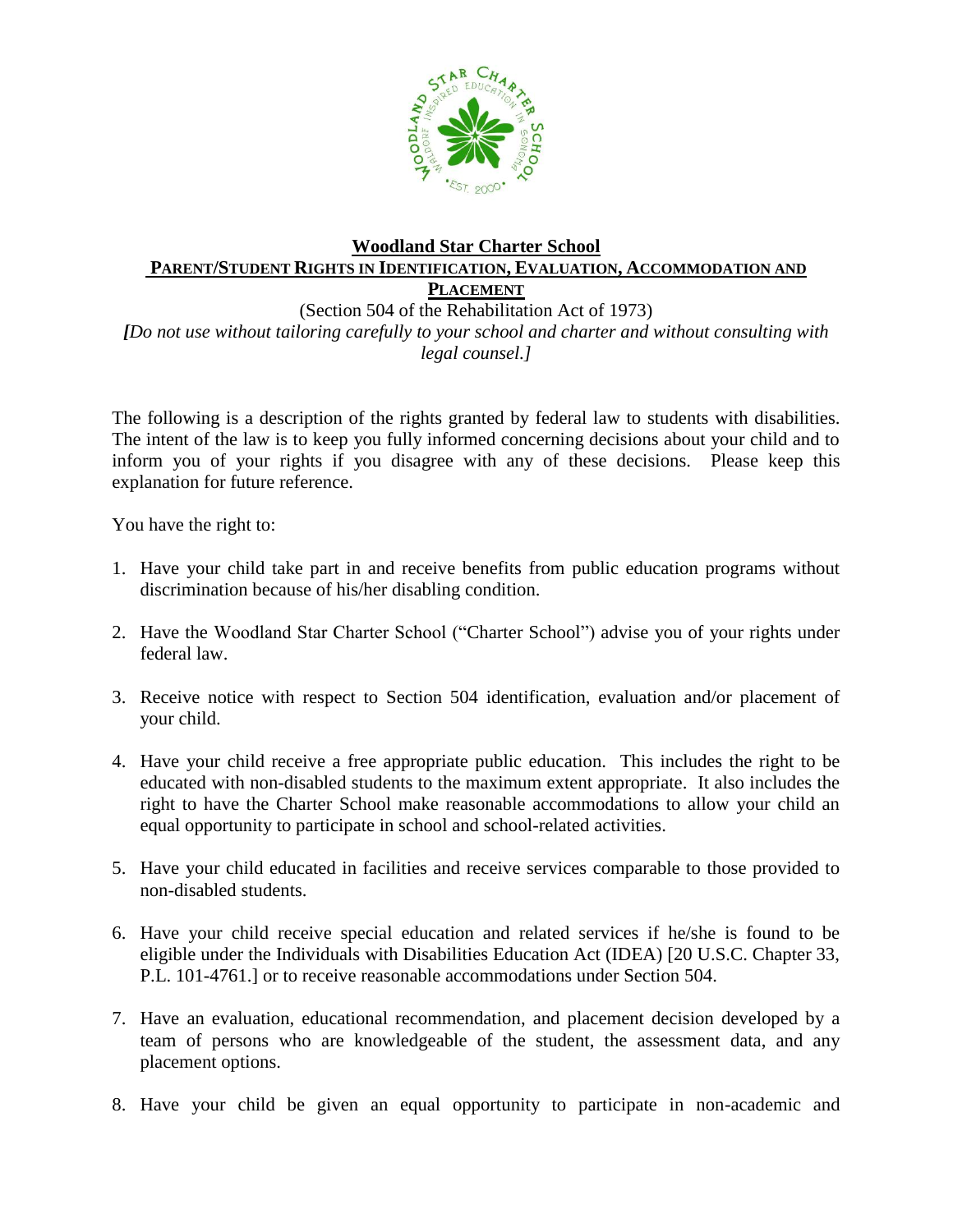**Woodland Star Charter School**

**PARENT/STUDENT RIGHTS IN IDENTIFICATION, EVALUATION, ACCOMMODATION AND PLACEMENT**

(Section 504 of the Rehabilitation Act of 1973)

*[Do not use without tailoring carefully to your school and charter and without consulting with legal counsel.]*

The following is a description of the rights granted by federal law to students with disabilities. The intent of the law is to keep you fully informed concerning decisions about your child and to inform you of your rights if you disagree with any of these decisions. Please keep this explanation for future reference.

You have the right to:

1. Have your child take part in and receive benefits from public education programs without discrimination because of his/her disabling condition.

2. Have the Woodland Star Charter School ("Charter School") advise you of your rights under federal law.

3. Receive notice with respect to Section 504 identification, evaluation and/or placement of your child.

4. Have your child receive a free appropriate public education. This includes the right to be educated with non-disabled students to the maximum extent appropriate. It also includes the right to have the Charter School make reasonable accommodations to allow your child an equal opportunity to participate in school and school-related activities.

5. Have your child educated in facilities and receive services comparable to those provided to non-disabled students.

6. Have your child receive special education and related services if he/she is found to be eligible under the Individuals with Disabilities Education Act (IDEA) [20 U.S.C. Chapter 33, P.L. 101-4761.] or to receive reasonable accommodations under Section 504.

7. Have an evaluation, educational recommendation, and placement decision developed by a team of persons who are knowledgeable of the student, the assessment data, and any placement options.

8. Have your child be given an equal opportunity to participate in non-academic and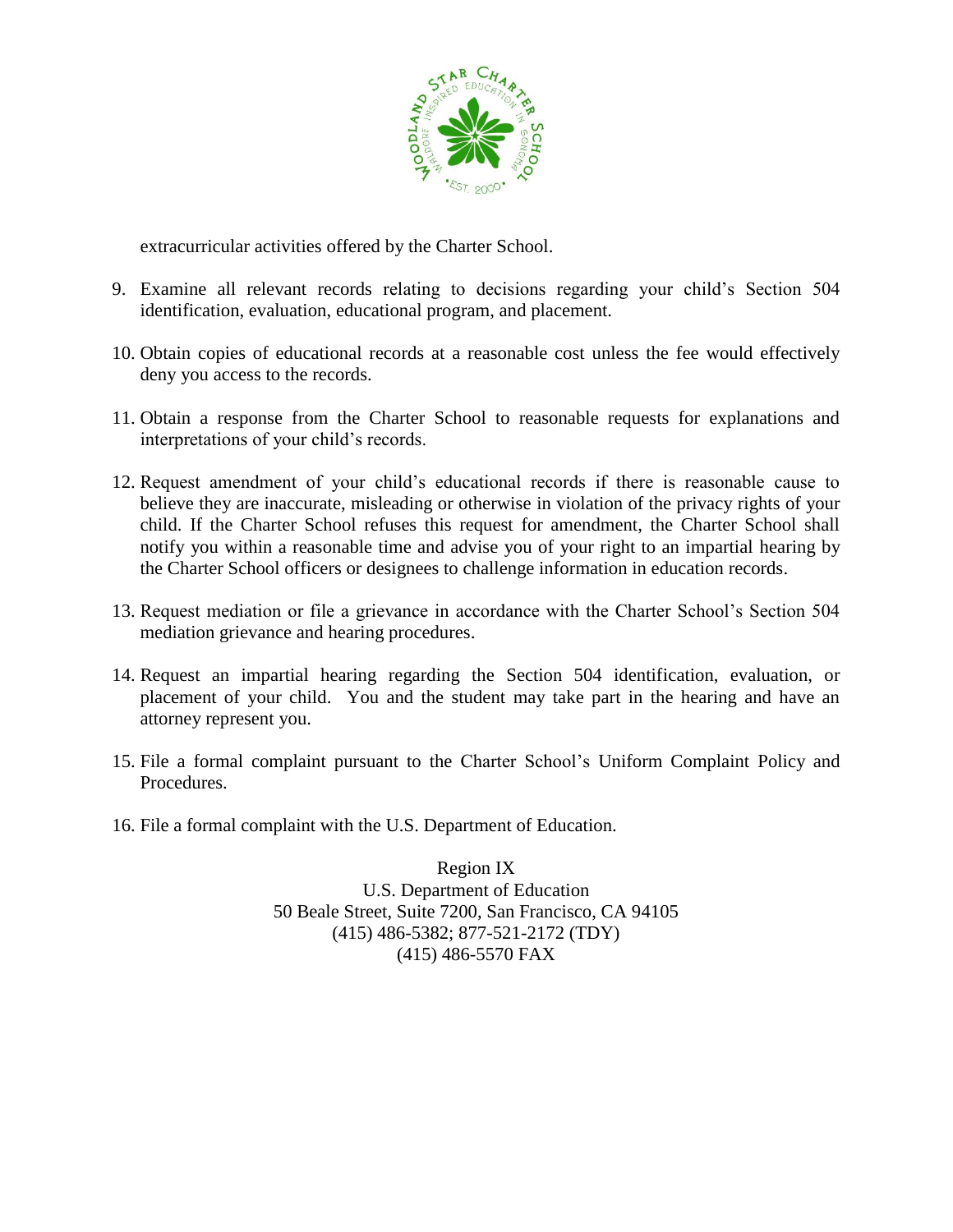extracurricular activities offered by the Charter School.

9. Examine all relevant records relating to decisions regarding your child's Section 504 identification, evaluation, educational program, and placement.

10. Obtain copies of educational records at a reasonable cost unless the fee would effectively deny you access to the records.

11. Obtain a response from the Charter School to reasonable requests for explanations and interpretations of your child's records.

12. Request amendment of your child's educational records if there is reasonable cause to believe they are inaccurate, misleading or otherwise in violation of the privacy rights of your child. If the Charter School refuses this request for amendment, the Charter School shall notify you within a reasonable time and advise you of your right to an impartial hearing by the Charter School officers or designees to challenge information in education records.

13. Request mediation or file a grievance in accordance with the Charter School's Section 504 mediation grievance and hearing procedures.

14. Request an impartial hearing regarding the Section 504 identification, evaluation, or placement of your child. You and the student may take part in the hearing and have an attorney represent you.

15. File a formal complaint pursuant to the Charter School's Uniform Complaint Policy and Procedures.

16. File a formal complaint with the U.S. Department of Education.

Region IX
U.S. Department of Education
50 Beale Street, Suite 7200, San Francisco, CA 94105
(415) 486-5382; 877-521-2172 (TDY)
(415) 486-5570 FAX